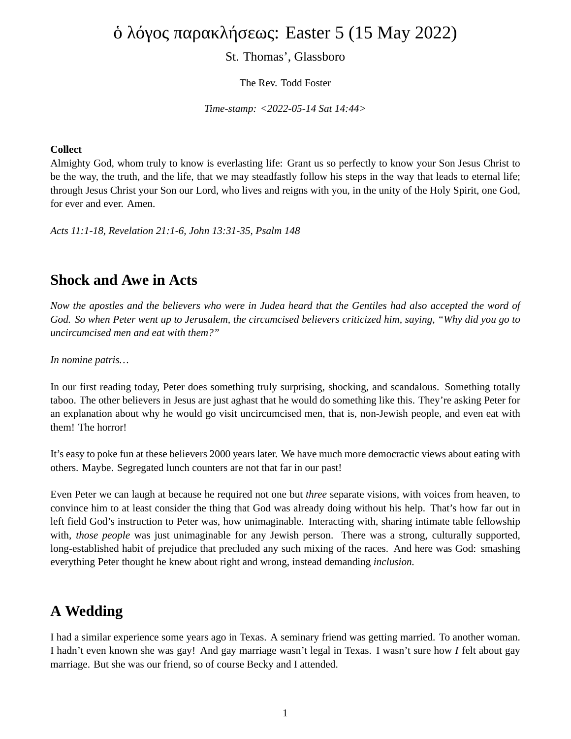# ὁ λόγος παρακλήσεως: Easter 5 (15 May 2022)

St. Thomas', Glassboro

The Rev. Todd Foster

*Time-stamp: <2022-05-14 Sat 14:44>*

**Collect**
Almighty God, whom truly to know is everlasting life: Grant us so perfectly to know your Son Jesus Christ to be the way, the truth, and the life, that we may steadfastly follow his steps in the way that leads to eternal life; through Jesus Christ your Son our Lord, who lives and reigns with you, in the unity of the Holy Spirit, one God, for ever and ever. Amen.

*Acts 11:1-18, Revelation 21:1-6, John 13:31-35, Psalm 148*

## Shock and Awe in Acts

*Now the apostles and the believers who were in Judea heard that the Gentiles had also accepted the word of God. So when Peter went up to Jerusalem, the circumcised believers criticized him, saying, "Why did you go to uncircumcised men and eat with them?"*

*In nomine patris…*

In our first reading today, Peter does something truly surprising, shocking, and scandalous. Something totally taboo. The other believers in Jesus are just aghast that he would do something like this. They're asking Peter for an explanation about why he would go visit uncircumcised men, that is, non-Jewish people, and even eat with them! The horror!

It's easy to poke fun at these believers 2000 years later. We have much more democractic views about eating with others. Maybe. Segregated lunch counters are not that far in our past!

Even Peter we can laugh at because he required not one but *three* separate visions, with voices from heaven, to convince him to at least consider the thing that God was already doing without his help. That's how far out in left field God's instruction to Peter was, how unimaginable. Interacting with, sharing intimate table fellowship with, *those people* was just unimaginable for any Jewish person. There was a strong, culturally supported, long-established habit of prejudice that precluded any such mixing of the races. And here was God: smashing everything Peter thought he knew about right and wrong, instead demanding *inclusion.*

## A Wedding

I had a similar experience some years ago in Texas. A seminary friend was getting married. To another woman. I hadn't even known she was gay! And gay marriage wasn't legal in Texas. I wasn't sure how *I* felt about gay marriage. But she was our friend, so of course Becky and I attended.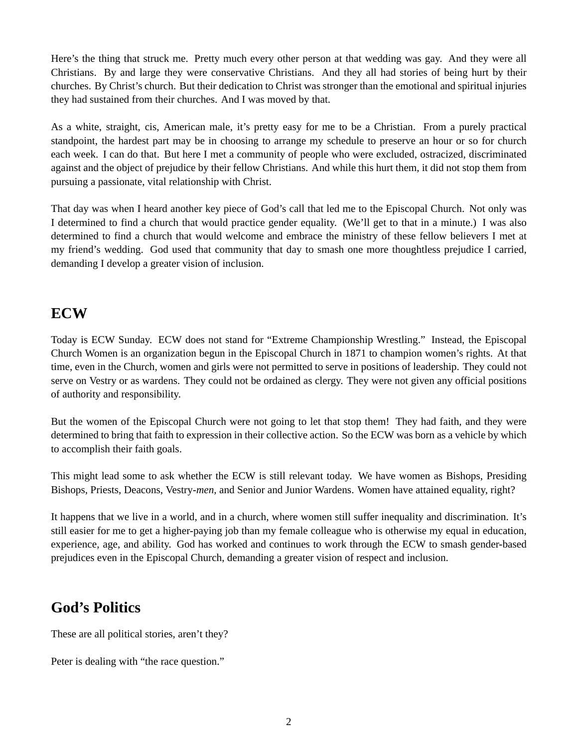Here's the thing that struck me. Pretty much every other person at that wedding was gay. And they were all Christians. By and large they were conservative Christians. And they all had stories of being hurt by their churches. By Christ's church. But their dedication to Christ was stronger than the emotional and spiritual injuries they had sustained from their churches. And I was moved by that.

As a white, straight, cis, American male, it's pretty easy for me to be a Christian. From a purely practical standpoint, the hardest part may be in choosing to arrange my schedule to preserve an hour or so for church each week. I can do that. But here I met a community of people who were excluded, ostracized, discriminated against and the object of prejudice by their fellow Christians. And while this hurt them, it did not stop them from pursuing a passionate, vital relationship with Christ.

That day was when I heard another key piece of God's call that led me to the Episcopal Church. Not only was I determined to find a church that would practice gender equality. (We'll get to that in a minute.) I was also determined to find a church that would welcome and embrace the ministry of these fellow believers I met at my friend's wedding. God used that community that day to smash one more thoughtless prejudice I carried, demanding I develop a greater vision of inclusion.

## ECW

Today is ECW Sunday. ECW does not stand for "Extreme Championship Wrestling." Instead, the Episcopal Church Women is an organization begun in the Episcopal Church in 1871 to champion women's rights. At that time, even in the Church, women and girls were not permitted to serve in positions of leadership. They could not serve on Vestry or as wardens. They could not be ordained as clergy. They were not given any official positions of authority and responsibility.

But the women of the Episcopal Church were not going to let that stop them! They had faith, and they were determined to bring that faith to expression in their collective action. So the ECW was born as a vehicle by which to accomplish their faith goals.

This might lead some to ask whether the ECW is still relevant today. We have women as Bishops, Presiding Bishops, Priests, Deacons, Vestry-*men*, and Senior and Junior Wardens. Women have attained equality, right?

It happens that we live in a world, and in a church, where women still suffer inequality and discrimination. It's still easier for me to get a higher-paying job than my female colleague who is otherwise my equal in education, experience, age, and ability. God has worked and continues to work through the ECW to smash gender-based prejudices even in the Episcopal Church, demanding a greater vision of respect and inclusion.

## God's Politics

These are all political stories, aren't they?

Peter is dealing with "the race question."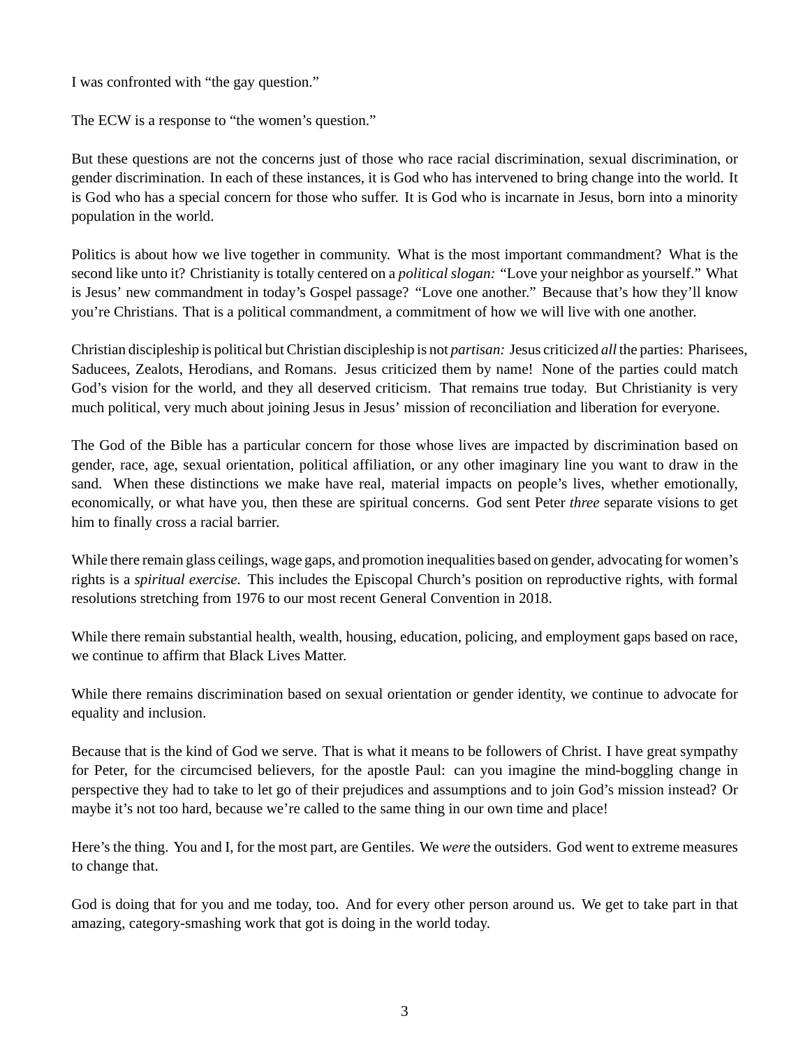I was confronted with "the gay question."

The ECW is a response to "the women's question."

But these questions are not the concerns just of those who race racial discrimination, sexual discrimination, or gender discrimination. In each of these instances, it is God who has intervened to bring change into the world. It is God who has a special concern for those who suffer. It is God who is incarnate in Jesus, born into a minority population in the world.

Politics is about how we live together in community. What is the most important commandment? What is the second like unto it? Christianity is totally centered on a *political slogan:* "Love your neighbor as yourself." What is Jesus' new commandment in today's Gospel passage? "Love one another." Because that's how they'll know you're Christians. That is a political commandment, a commitment of how we will live with one another.

Christian discipleship is political but Christian discipleship is not *partisan:* Jesus criticized *all* the parties: Pharisees, Saducees, Zealots, Herodians, and Romans. Jesus criticized them by name! None of the parties could match God's vision for the world, and they all deserved criticism. That remains true today. But Christianity is very much political, very much about joining Jesus in Jesus' mission of reconciliation and liberation for everyone.

The God of the Bible has a particular concern for those whose lives are impacted by discrimination based on gender, race, age, sexual orientation, political affiliation, or any other imaginary line you want to draw in the sand. When these distinctions we make have real, material impacts on people's lives, whether emotionally, economically, or what have you, then these are spiritual concerns. God sent Peter *three* separate visions to get him to finally cross a racial barrier.

While there remain glass ceilings, wage gaps, and promotion inequalities based on gender, advocating for women's rights is a *spiritual exercise.* This includes the Episcopal Church's position on reproductive rights, with formal resolutions stretching from 1976 to our most recent General Convention in 2018.

While there remain substantial health, wealth, housing, education, policing, and employment gaps based on race, we continue to affirm that Black Lives Matter.

While there remains discrimination based on sexual orientation or gender identity, we continue to advocate for equality and inclusion.

Because that is the kind of God we serve. That is what it means to be followers of Christ. I have great sympathy for Peter, for the circumcised believers, for the apostle Paul: can you imagine the mind-boggling change in perspective they had to take to let go of their prejudices and assumptions and to join God's mission instead? Or maybe it's not too hard, because we're called to the same thing in our own time and place!

Here's the thing. You and I, for the most part, are Gentiles. We *were* the outsiders. God went to extreme measures to change that.

God is doing that for you and me today, too. And for every other person around us. We get to take part in that amazing, category-smashing work that got is doing in the world today.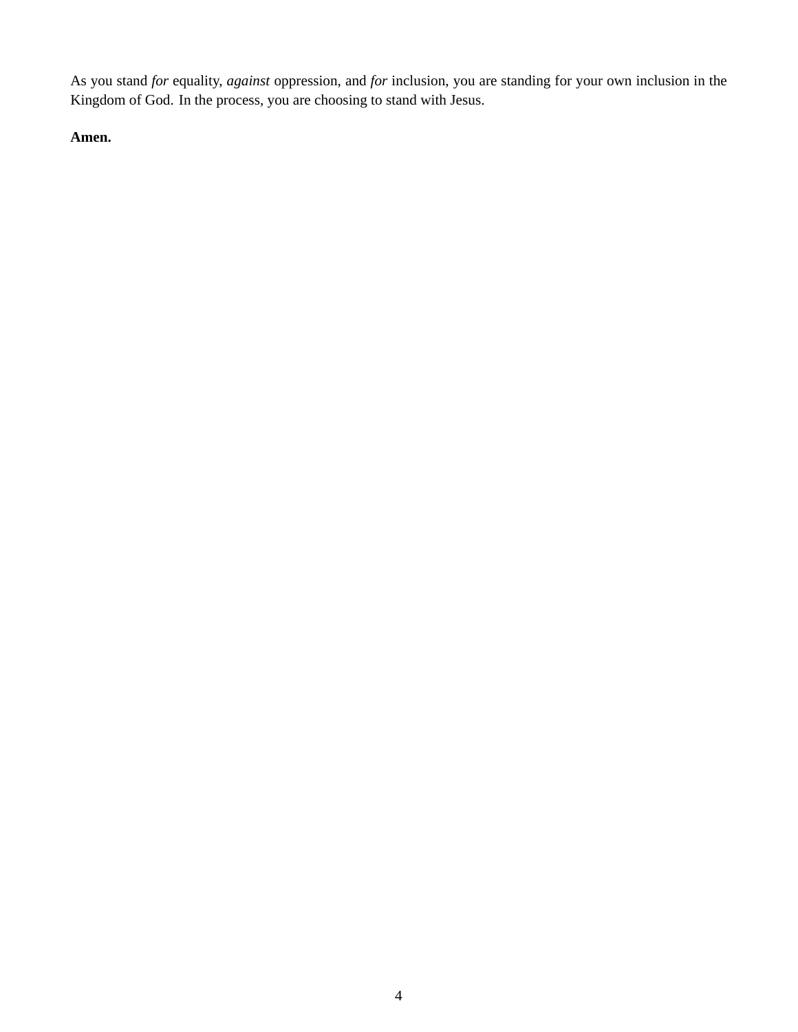As you stand *for* equality, *against* oppression, and *for* inclusion, you are standing for your own inclusion in the Kingdom of God. In the process, you are choosing to stand with Jesus.

**Amen.**